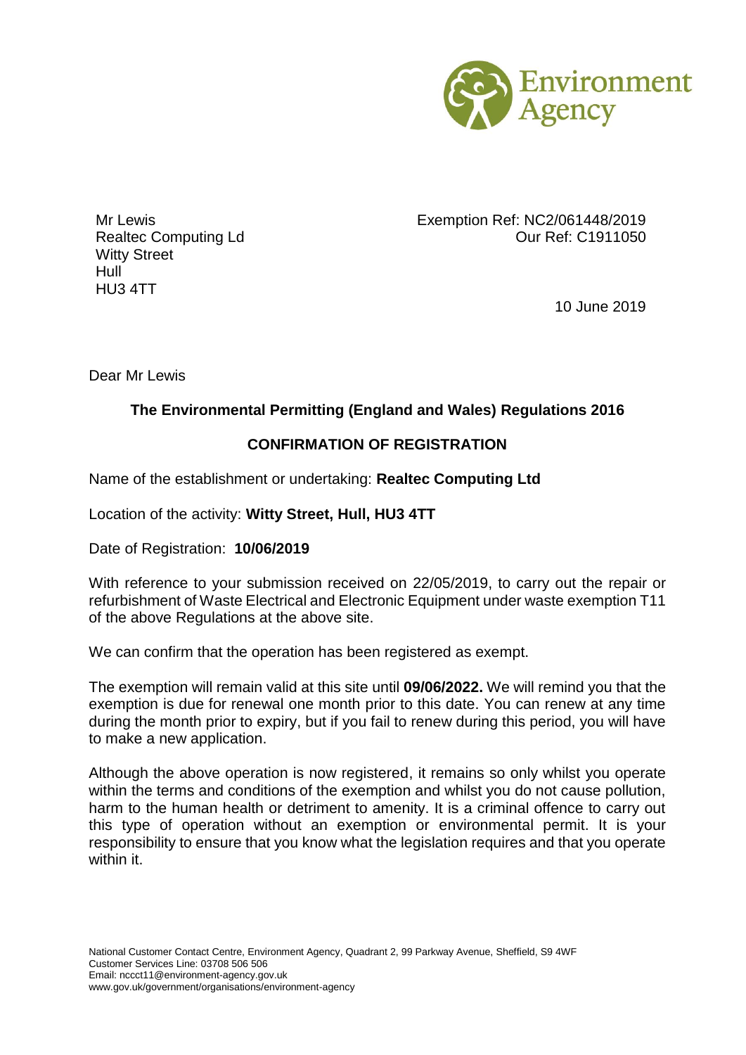Mr Lewis
Realtec Computing Ld
Witty Street
Hull
HU3 4TT

Exemption Ref: NC2/061448/2019
Our Ref: C1911050

10 June 2019

Dear Mr Lewis

**The Environmental Permitting (England and Wales) Regulations 2016**

**CONFIRMATION OF REGISTRATION**

Name of the establishment or undertaking: **Realtec Computing Ltd**

Location of the activity: **Witty Street, Hull, HU3 4TT**

Date of Registration: **10/06/2019**

With reference to your submission received on 22/05/2019, to carry out the repair or refurbishment of Waste Electrical and Electronic Equipment under waste exemption T11 of the above Regulations at the above site.

We can confirm that the operation has been registered as exempt.

The exemption will remain valid at this site until **09/06/2022.** We will remind you that the exemption is due for renewal one month prior to this date. You can renew at any time during the month prior to expiry, but if you fail to renew during this period, you will have to make a new application.

Although the above operation is now registered, it remains so only whilst you operate within the terms and conditions of the exemption and whilst you do not cause pollution, harm to the human health or detriment to amenity. It is a criminal offence to carry out this type of operation without an exemption or environmental permit. It is your responsibility to ensure that you know what the legislation requires and that you operate within it.

National Customer Contact Centre, Environment Agency, Quadrant 2, 99 Parkway Avenue, Sheffield, S9 4WF
Customer Services Line: 03708 506 506
Email: nccct11@environment-agency.gov.uk
www.gov.uk/government/organisations/environment-agency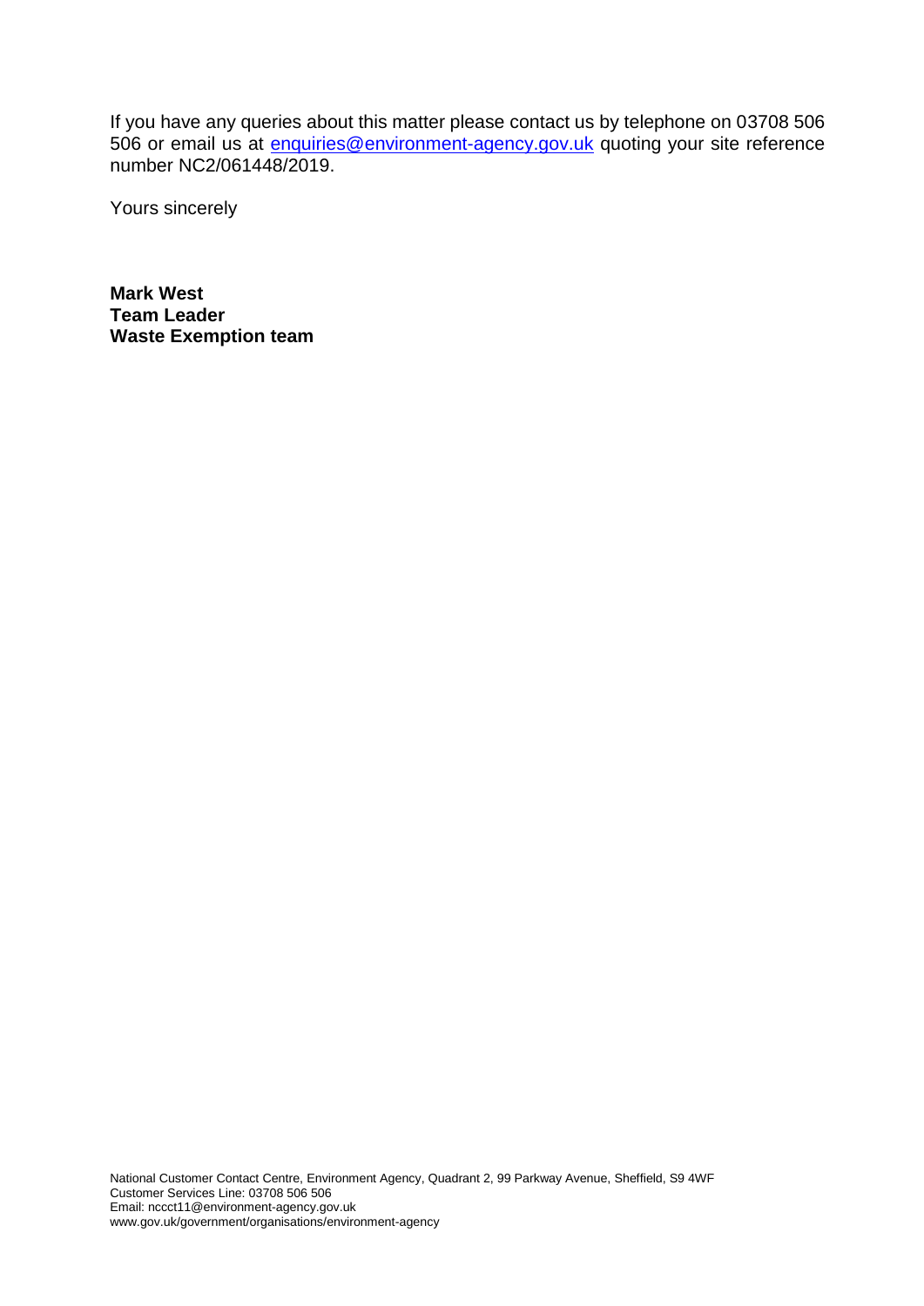If you have any queries about this matter please contact us by telephone on 03708 506 506 or email us at enquiries@environment-agency.gov.uk quoting your site reference number NC2/061448/2019.

Yours sincerely

**Mark West**
**Team Leader**
**Waste Exemption team**

National Customer Contact Centre, Environment Agency, Quadrant 2, 99 Parkway Avenue, Sheffield, S9 4WF
Customer Services Line: 03708 506 506
Email: nccct11@environment-agency.gov.uk
www.gov.uk/government/organisations/environment-agency